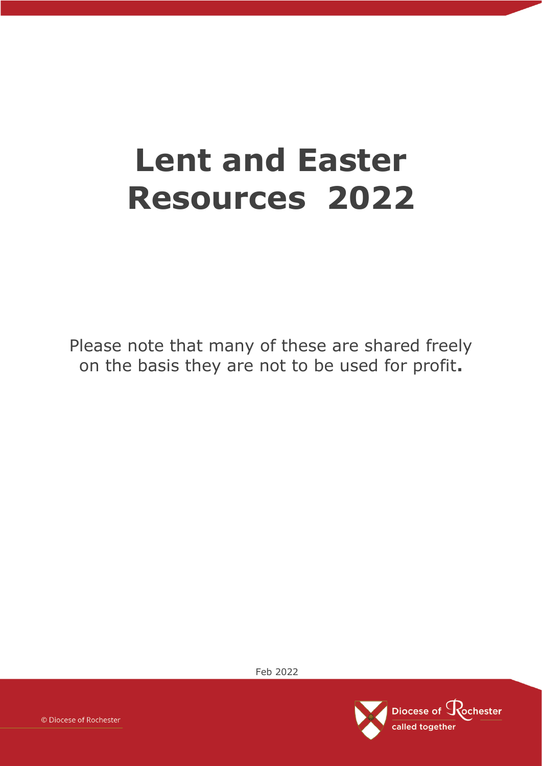# Lent and Easter Resources 2022

Please note that many of these are shared freely on the basis they are not to be used for profit.

Feb 2022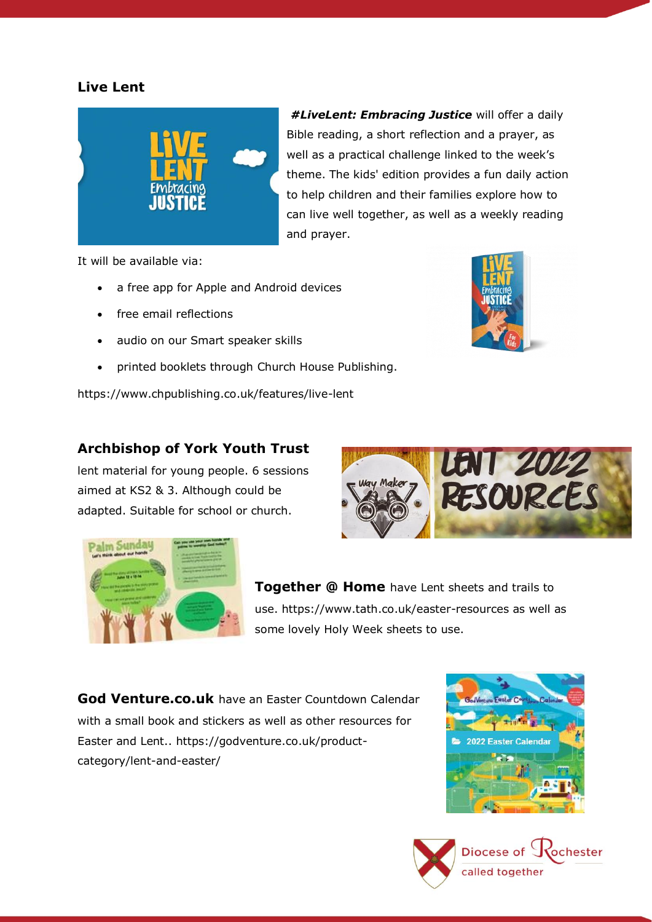## Live Lent

***#LiveLent: Embracing Justice*** will offer a daily Bible reading, a short reflection and a prayer, as well as a practical challenge linked to the week's theme. The kids' edition provides a fun daily action to help children and their families explore how to can live well together, as well as a weekly reading and prayer.

It will be available via:

- a free app for Apple and Android devices
- free email reflections
- audio on our Smart speaker skills
- printed booklets through Church House Publishing.

https://www.chpublishing.co.uk/features/live-lent

## Archbishop of York Youth Trust

lent material for young people. 6 sessions aimed at KS2 & 3. Although could be adapted. Suitable for school or church.

**Together @ Home** have Lent sheets and trails to use. https://www.tath.co.uk/easter-resources as well as some lovely Holy Week sheets to use.

**God Venture.co.uk** have an Easter Countdown Calendar with a small book and stickers as well as other resources for Easter and Lent.. https://godventure.co.uk/product-category/lent-and-easter/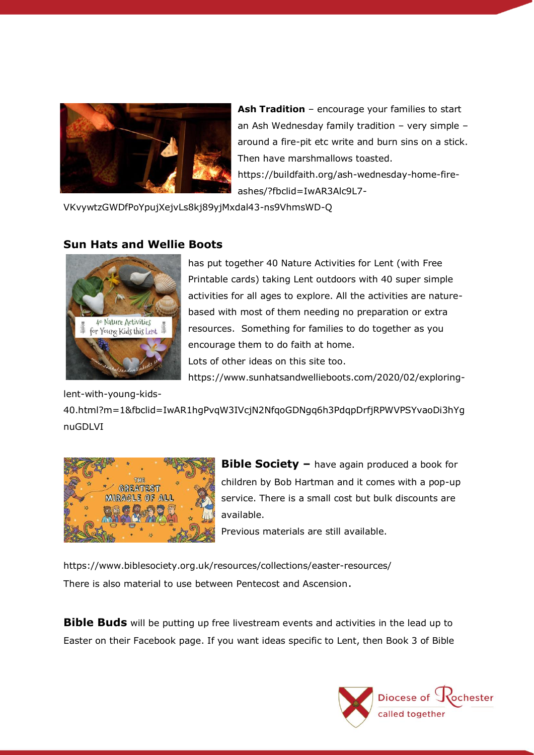**Ash Tradition** – encourage your families to start an Ash Wednesday family tradition – very simple – around a fire-pit etc write and burn sins on a stick. Then have marshmallows toasted. https://buildfaith.org/ash-wednesday-home-fire-ashes/?fbclid=IwAR3Alc9L7-VKvywtzGWDfPoYpujXejvLs8kj89yjMxdal43-ns9VhmsWD-Q

### Sun Hats and Wellie Boots

has put together 40 Nature Activities for Lent (with Free Printable cards) taking Lent outdoors with 40 super simple activities for all ages to explore. All the activities are nature-based with most of them needing no preparation or extra resources. Something for families to do together as you encourage them to do faith at home.

Lots of other ideas on this site too.

https://www.sunhatsandwellieboots.com/2020/02/exploring-lent-with-young-kids-40.html?m=1&fbclid=IwAR1hgPvqW3IVcjN2NfqoGDNgq6h3PdqpDrfjRPWVPSYvaoDi3hYgnuGDLVI

**Bible Society –** have again produced a book for children by Bob Hartman and it comes with a pop-up service. There is a small cost but bulk discounts are available.

Previous materials are still available.

https://www.biblesociety.org.uk/resources/collections/easter-resources/

There is also material to use between Pentecost and Ascension.

**Bible Buds** will be putting up free livestream events and activities in the lead up to Easter on their Facebook page. If you want ideas specific to Lent, then Book 3 of Bible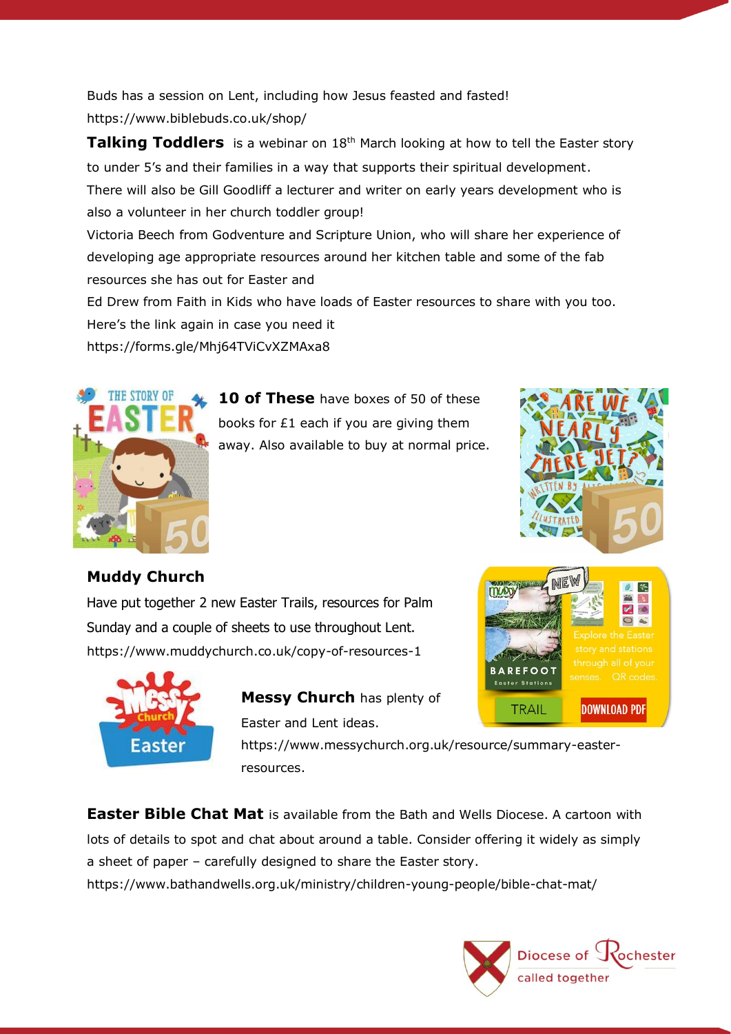Buds has a session on Lent, including how Jesus feasted and fasted!
https://www.biblebuds.co.uk/shop/

**Talking Toddlers** is a webinar on 18th March looking at how to tell the Easter story to under 5's and their families in a way that supports their spiritual development.
There will also be Gill Goodliff a lecturer and writer on early years development who is also a volunteer in her church toddler group!
Victoria Beech from Godventure and Scripture Union, who will share her experience of developing age appropriate resources around her kitchen table and some of the fab resources she has out for Easter and
Ed Drew from Faith in Kids who have loads of Easter resources to share with you too.
Here's the link again in case you need it
https://forms.gle/Mhj64TViCvXZMAxa8

**10 of These** have boxes of 50 of these books for £1 each if you are giving them away. Also available to buy at normal price.

**Muddy Church**

Have put together 2 new Easter Trails, resources for Palm Sunday and a couple of sheets to use throughout Lent.
https://www.muddychurch.co.uk/copy-of-resources-1

**Messy Church** has plenty of Easter and Lent ideas.
https://www.messychurch.org.uk/resource/summary-easter-resources.

**Easter Bible Chat Mat** is available from the Bath and Wells Diocese. A cartoon with lots of details to spot and chat about around a table. Consider offering it widely as simply a sheet of paper – carefully designed to share the Easter story.
https://www.bathandwells.org.uk/ministry/children-young-people/bible-chat-mat/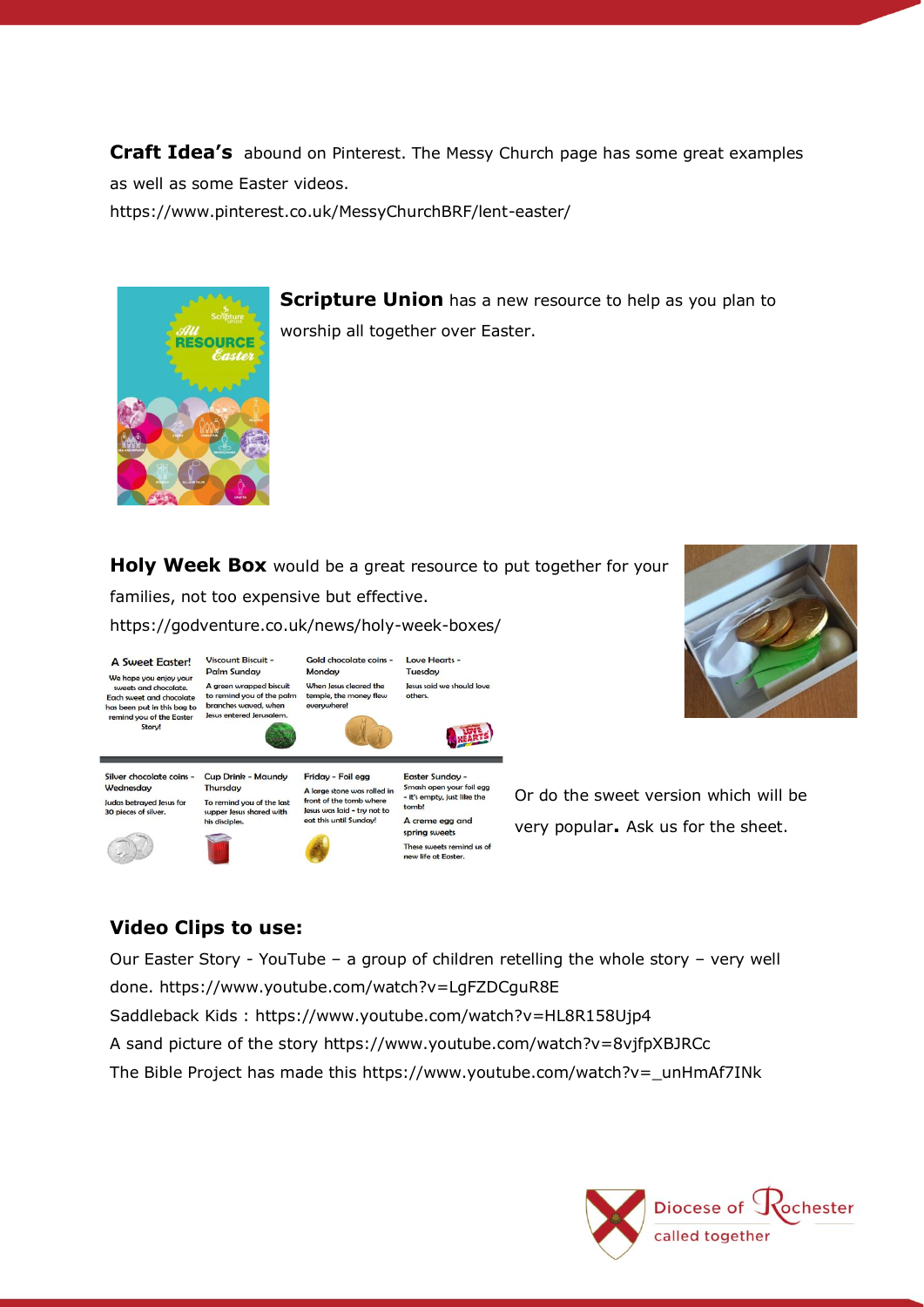**Craft Idea's** abound on Pinterest. The Messy Church page has some great examples as well as some Easter videos.
https://www.pinterest.co.uk/MessyChurchBRF/lent-easter/

**Scripture Union** has a new resource to help as you plan to worship all together over Easter.

**Holy Week Box** would be a great resource to put together for your families, not too expensive but effective.
https://godventure.co.uk/news/holy-week-boxes/

| A Sweet Easter! | Viscount Biscuit - Palm Sunday | Gold chocolate coins - Monday | Love Hearts - Tuesday |
|---|---|---|---|
| We hope you enjoy your sweets and chocolate. Each sweet and chocolate has been put in this bag to remind you of the Easter Story! | A green wrapped biscuit to remind you of the palm branches waved, when Jesus entered Jerusalem. | When Jesus cleared the temple, the money flew everywhere! | Jesus said we should love others. |
| **Silver chocolate coins - Wednesday** | **Cup Drink - Maundy Thursday** | **Friday - Foil egg** | **Easter Sunday -** |
| Judas betrayed Jesus for 30 pieces of silver. | To remind you of the last supper Jesus shared with his disciples. | A large stone was rolled in front of the tomb where Jesus was laid - try not to eat this until Sunday! | Smash open your foil egg - it's empty, just like the tomb! A creme egg and spring sweets. These sweets remind us of new life at Easter. |

Or do the sweet version which will be very popular. Ask us for the sheet.

## Video Clips to use:

Our Easter Story - YouTube – a group of children retelling the whole story – very well done. https://www.youtube.com/watch?v=LgFZDCguR8E
Saddleback Kids : https://www.youtube.com/watch?v=HL8R158Ujp4
A sand picture of the story https://www.youtube.com/watch?v=8vjfpXBJRCc
The Bible Project has made this https://www.youtube.com/watch?v=_unHmAf7INk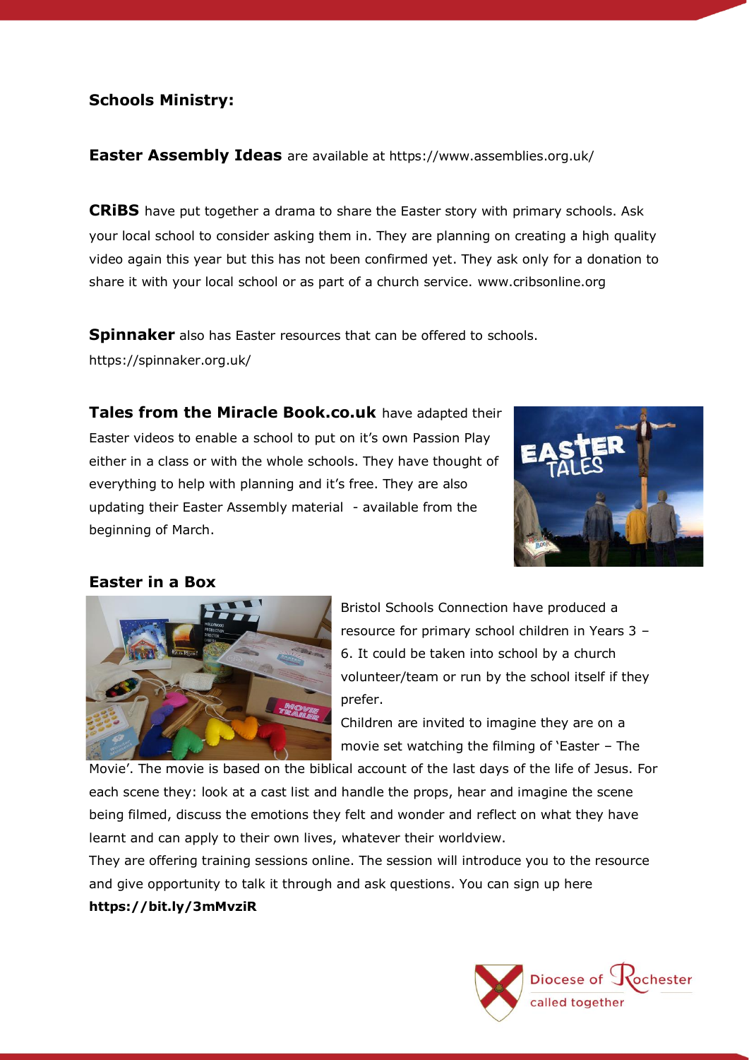## Schools Ministry:

**Easter Assembly Ideas** are available at https://www.assemblies.org.uk/

**CRiBS** have put together a drama to share the Easter story with primary schools. Ask your local school to consider asking them in. They are planning on creating a high quality video again this year but this has not been confirmed yet. They ask only for a donation to share it with your local school or as part of a church service. www.cribsonline.org

**Spinnaker** also has Easter resources that can be offered to schools. https://spinnaker.org.uk/

**Tales from the Miracle Book.co.uk** have adapted their Easter videos to enable a school to put on it's own Passion Play either in a class or with the whole schools. They have thought of everything to help with planning and it's free. They are also updating their Easter Assembly material - available from the beginning of March.

### Easter in a Box

Bristol Schools Connection have produced a resource for primary school children in Years 3 – 6. It could be taken into school by a church volunteer/team or run by the school itself if they prefer.

Children are invited to imagine they are on a movie set watching the filming of 'Easter – The Movie'. The movie is based on the biblical account of the last days of the life of Jesus. For each scene they: look at a cast list and handle the props, hear and imagine the scene being filmed, discuss the emotions they felt and wonder and reflect on what they have learnt and can apply to their own lives, whatever their worldview.

They are offering training sessions online. The session will introduce you to the resource and give opportunity to talk it through and ask questions. You can sign up here **https://bit.ly/3mMvziR**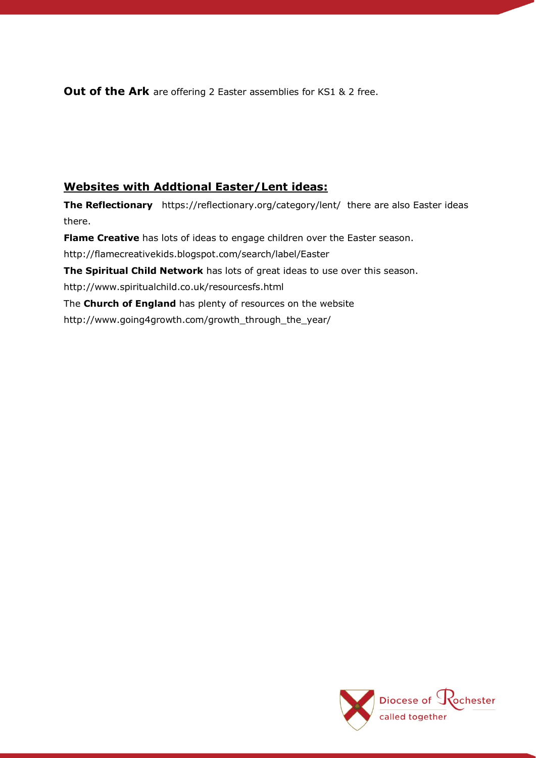**Out of the Ark** are offering 2 Easter assemblies for KS1 & 2 free.

## Websites with Addtional Easter/Lent ideas:

**The Reflectionary** https://reflectionary.org/category/lent/ there are also Easter ideas there.

**Flame Creative** has lots of ideas to engage children over the Easter season. http://flamecreativekids.blogspot.com/search/label/Easter

**The Spiritual Child Network** has lots of great ideas to use over this season. http://www.spiritualchild.co.uk/resourcesfs.html

The **Church of England** has plenty of resources on the website http://www.going4growth.com/growth_through_the_year/